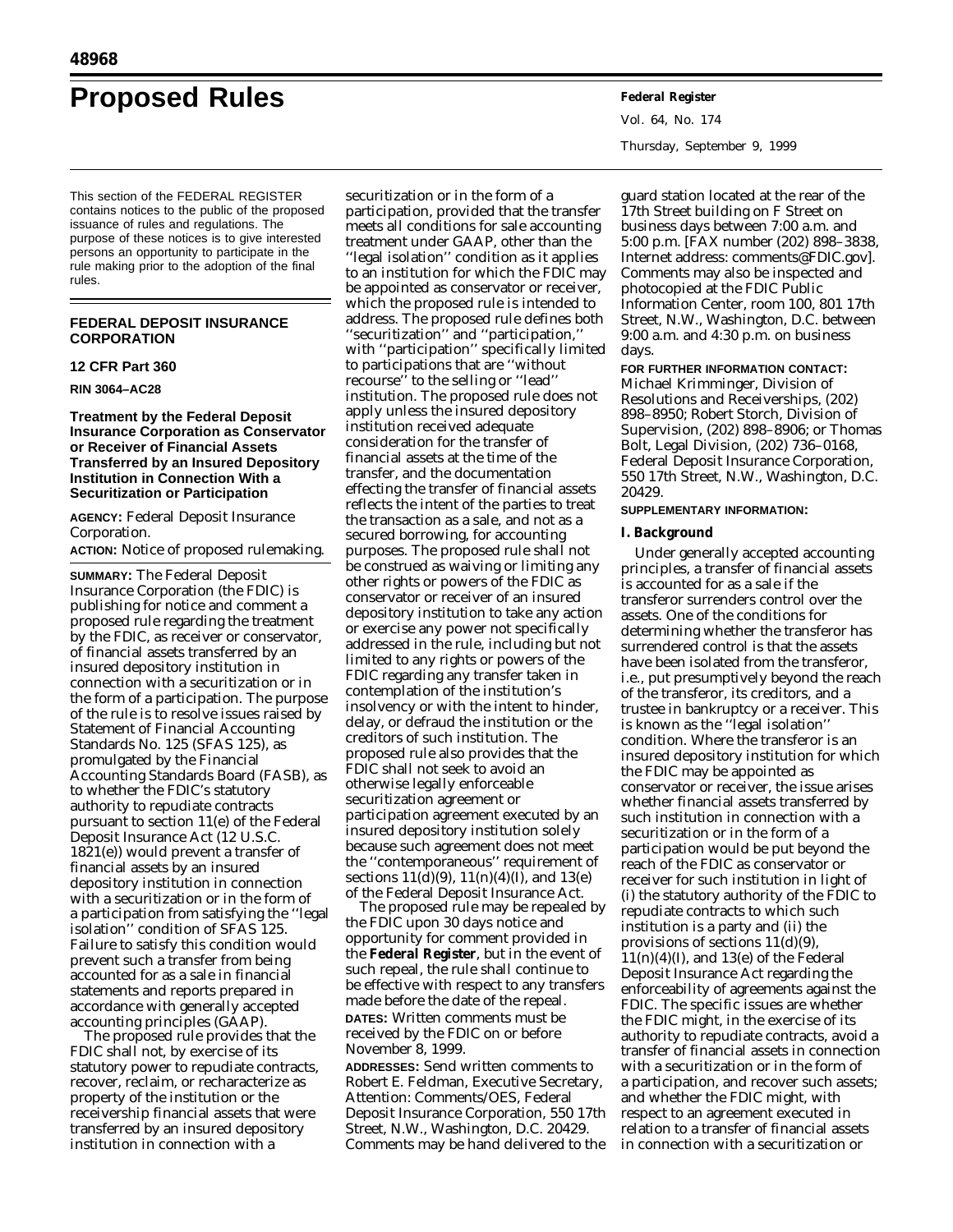# Proposed Rules

This section of the FEDERAL REGISTER contains notices to the public of the proposed issuance of rules and regulations. The purpose of these notices is to give interested persons an opportunity to participate in the rule making prior to the adoption of the final rules.

## FEDERAL DEPOSIT INSURANCE CORPORATION

### 12 CFR Part 360

### RIN 3064–AC28

### Treatment by the Federal Deposit Insurance Corporation as Conservator or Receiver of Financial Assets Transferred by an Insured Depository Institution in Connection With a Securitization or Participation

**AGENCY:** Federal Deposit Insurance Corporation.

**ACTION:** Notice of proposed rulemaking.

**SUMMARY:** The Federal Deposit Insurance Corporation (the FDIC) is publishing for notice and comment a proposed rule regarding the treatment by the FDIC, as receiver or conservator, of financial assets transferred by an insured depository institution in connection with a securitization or in the form of a participation. The purpose of the rule is to resolve issues raised by Statement of Financial Accounting Standards No. 125 (SFAS 125), as promulgated by the Financial Accounting Standards Board (FASB), as to whether the FDIC's statutory authority to repudiate contracts pursuant to section 11(e) of the Federal Deposit Insurance Act (12 U.S.C. 1821(e)) would prevent a transfer of financial assets by an insured depository institution in connection with a securitization or in the form of a participation from satisfying the ''legal isolation'' condition of SFAS 125. Failure to satisfy this condition would prevent such a transfer from being accounted for as a sale in financial statements and reports prepared in accordance with generally accepted accounting principles (GAAP).

The proposed rule provides that the FDIC shall not, by exercise of its statutory power to repudiate contracts, recover, reclaim, or recharacterize as property of the institution or the receivership financial assets that were transferred by an insured depository institution in connection with a securitization or in the form of a participation, provided that the transfer meets all conditions for sale accounting treatment under GAAP, other than the ''legal isolation'' condition as it applies to an institution for which the FDIC may be appointed as conservator or receiver, which the proposed rule is intended to address. The proposed rule defines both ''securitization'' and ''participation,'' with ''participation'' specifically limited to participations that are ''without recourse'' to the selling or ''lead'' institution. The proposed rule does not apply unless the insured depository institution received adequate consideration for the transfer of financial assets at the time of the transfer, and the documentation effecting the transfer of financial assets reflects the intent of the parties to treat the transaction as a sale, and not as a secured borrowing, for accounting purposes. The proposed rule shall not be construed as waiving or limiting any other rights or powers of the FDIC as conservator or receiver of an insured depository institution to take any action or exercise any power not specifically addressed in the rule, including but not limited to any rights or powers of the FDIC regarding any transfer taken in contemplation of the institution's insolvency or with the intent to hinder, delay, or defraud the institution or the creditors of such institution. The proposed rule also provides that the FDIC shall not seek to avoid an otherwise legally enforceable securitization agreement or participation agreement executed by an insured depository institution solely because such agreement does not meet the ''contemporaneous'' requirement of sections 11(d)(9), 11(n)(4)(I), and 13(e) of the Federal Deposit Insurance Act.

The proposed rule may be repealed by the FDIC upon 30 days notice and opportunity for comment provided in the **Federal Register**, but in the event of such repeal, the rule shall continue to be effective with respect to any transfers made before the date of the repeal.

**DATES:** Written comments must be received by the FDIC on or before November 8, 1999.

**ADDRESSES:** Send written comments to Robert E. Feldman, Executive Secretary, Attention: Comments/OES, Federal Deposit Insurance Corporation, 550 17th Street, N.W., Washington, D.C. 20429. Comments may be hand delivered to the guard station located at the rear of the 17th Street building on F Street on business days between 7:00 a.m. and 5:00 p.m. [FAX number (202) 898–3838, Internet address: comments@FDIC.gov]. Comments may also be inspected and photocopied at the FDIC Public Information Center, room 100, 801 17th Street, N.W., Washington, D.C. between 9:00 a.m. and 4:30 p.m. on business days.

**FOR FURTHER INFORMATION CONTACT:** Michael Krimminger, Division of Resolutions and Receiverships, (202) 898–8950; Robert Storch, Division of Supervision, (202) 898–8906; or Thomas Bolt, Legal Division, (202) 736–0168, Federal Deposit Insurance Corporation, 550 17th Street, N.W., Washington, D.C. 20429.

**SUPPLEMENTARY INFORMATION:**

### I. Background

Under generally accepted accounting principles, a transfer of financial assets is accounted for as a sale if the transferor surrenders control over the assets. One of the conditions for determining whether the transferor has surrendered control is that the assets have been isolated from the transferor, i.e., put presumptively beyond the reach of the transferor, its creditors, and a trustee in bankruptcy or a receiver. This is known as the ''legal isolation'' condition. Where the transferor is an insured depository institution for which the FDIC may be appointed as conservator or receiver, the issue arises whether financial assets transferred by such institution in connection with a securitization or in the form of a participation would be put beyond the reach of the FDIC as conservator or receiver for such institution in light of (i) the statutory authority of the FDIC to repudiate contracts to which such institution is a party and (ii) the provisions of sections 11(d)(9), 11(n)(4)(I), and 13(e) of the Federal Deposit Insurance Act regarding the enforceability of agreements against the FDIC. The specific issues are whether the FDIC might, in the exercise of its authority to repudiate contracts, avoid a transfer of financial assets in connection with a securitization or in the form of a participation, and recover such assets; and whether the FDIC might, with respect to an agreement executed in relation to a transfer of financial assets in connection with a securitization or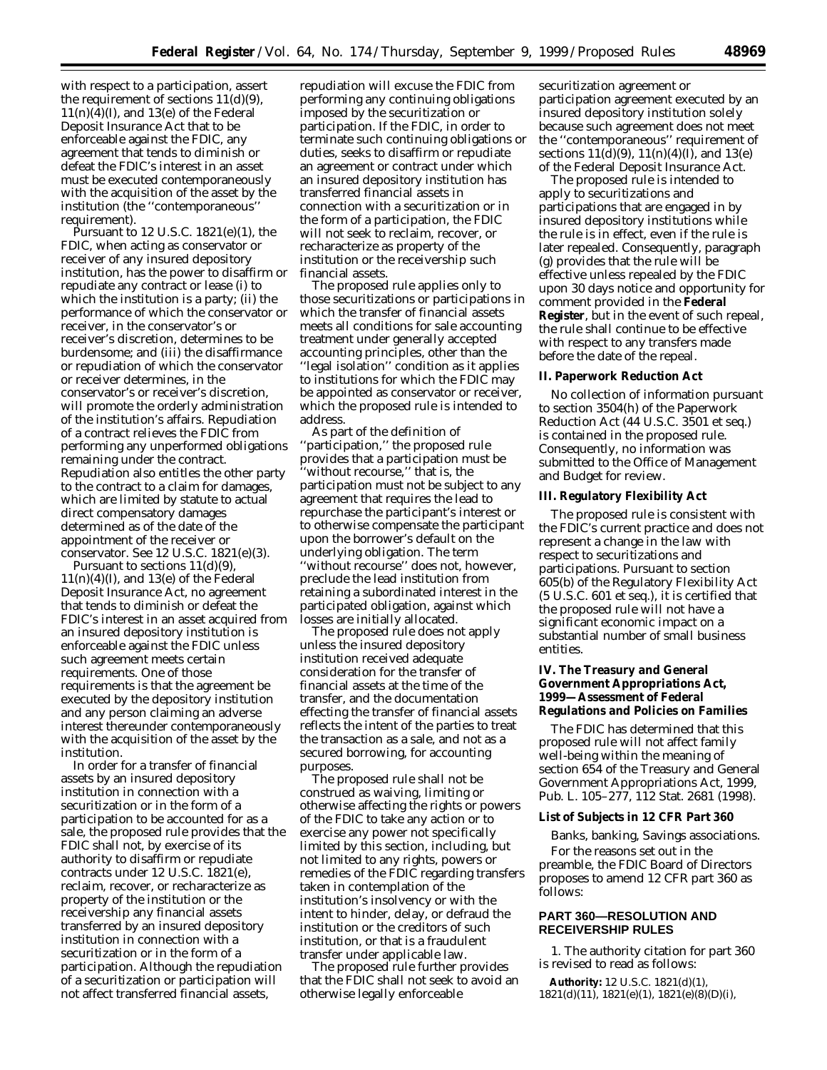with respect to a participation, assert the requirement of sections 11(d)(9), 11(n)(4)(I), and 13(e) of the Federal Deposit Insurance Act that to be enforceable against the FDIC, any agreement that tends to diminish or defeat the FDIC's interest in an asset must be executed contemporaneously with the acquisition of the asset by the institution (the ''contemporaneous'' requirement).

Pursuant to 12 U.S.C. 1821(e)(1), the FDIC, when acting as conservator or receiver of any insured depository institution, has the power to disaffirm or repudiate any contract or lease (i) to which the institution is a party; (ii) the performance of which the conservator or receiver, in the conservator's or receiver's discretion, determines to be burdensome; and (iii) the disaffirmance or repudiation of which the conservator or receiver determines, in the conservator's or receiver's discretion, will promote the orderly administration of the institution's affairs. Repudiation of a contract relieves the FDIC from performing any unperformed obligations remaining under the contract. Repudiation also entitles the other party to the contract to a claim for damages, which are limited by statute to actual direct compensatory damages determined as of the date of the appointment of the receiver or conservator. See 12 U.S.C. 1821(e)(3).

Pursuant to sections 11(d)(9), 11(n)(4)(I), and 13(e) of the Federal Deposit Insurance Act, no agreement that tends to diminish or defeat the FDIC's interest in an asset acquired from an insured depository institution is enforceable against the FDIC unless such agreement meets certain requirements. One of those requirements is that the agreement be executed by the depository institution and any person claiming an adverse interest thereunder contemporaneously with the acquisition of the asset by the institution.

In order for a transfer of financial assets by an insured depository institution in connection with a securitization or in the form of a participation to be accounted for as a sale, the proposed rule provides that the FDIC shall not, by exercise of its authority to disaffirm or repudiate contracts under 12 U.S.C. 1821(e), reclaim, recover, or recharacterize as property of the institution or the receivership any financial assets transferred by an insured depository institution in connection with a securitization or in the form of a participation. Although the repudiation of a securitization or participation will not affect transferred financial assets, repudiation will excuse the FDIC from performing any continuing obligations imposed by the securitization or participation. If the FDIC, in order to terminate such continuing obligations or duties, seeks to disaffirm or repudiate an agreement or contract under which an insured depository institution has transferred financial assets in connection with a securitization or in the form of a participation, the FDIC will not seek to reclaim, recover, or recharacterize as property of the institution or the receivership such financial assets.

The proposed rule applies only to those securitizations or participations in which the transfer of financial assets meets all conditions for sale accounting treatment under generally accepted accounting principles, other than the ''legal isolation'' condition as it applies to institutions for which the FDIC may be appointed as conservator or receiver, which the proposed rule is intended to address.

As part of the definition of ''participation,'' the proposed rule provides that a participation must be ''without recourse,'' that is, the participation must not be subject to any agreement that requires the lead to repurchase the participant's interest or to otherwise compensate the participant upon the borrower's default on the underlying obligation. The term ''without recourse'' does not, however, preclude the lead institution from retaining a subordinated interest in the participated obligation, against which losses are initially allocated.

The proposed rule does not apply unless the insured depository institution received adequate consideration for the transfer of financial assets at the time of the transfer, and the documentation effecting the transfer of financial assets reflects the intent of the parties to treat the transaction as a sale, and not as a secured borrowing, for accounting purposes.

The proposed rule shall not be construed as waiving, limiting or otherwise affecting the rights or powers of the FDIC to take any action or to exercise any power not specifically limited by this section, including, but not limited to any rights, powers or remedies of the FDIC regarding transfers taken in contemplation of the institution's insolvency or with the intent to hinder, delay, or defraud the institution or the creditors of such institution, or that is a fraudulent transfer under applicable law.

The proposed rule further provides that the FDIC shall not seek to avoid an otherwise legally enforceable securitization agreement or participation agreement executed by an insured depository institution solely because such agreement does not meet the ''contemporaneous'' requirement of sections 11(d)(9), 11(n)(4)(I), and 13(e) of the Federal Deposit Insurance Act.

The proposed rule is intended to apply to securitizations and participations that are engaged in by insured depository institutions while the rule is in effect, even if the rule is later repealed. Consequently, paragraph (g) provides that the rule will be effective unless repealed by the FDIC upon 30 days notice and opportunity for comment provided in the **Federal Register**, but in the event of such repeal, the rule shall continue to be effective with respect to any transfers made before the date of the repeal.

## II. Paperwork Reduction Act

No collection of information pursuant to section 3504(h) of the Paperwork Reduction Act (44 U.S.C. 3501 et seq.) is contained in the proposed rule. Consequently, no information was submitted to the Office of Management and Budget for review.

## III. Regulatory Flexibility Act

The proposed rule is consistent with the FDIC's current practice and does not represent a change in the law with respect to securitizations and participations. Pursuant to section 605(b) of the Regulatory Flexibility Act (5 U.S.C. 601 et seq.), it is certified that the proposed rule will not have a significant economic impact on a substantial number of small business entities.

## IV. The Treasury and General Government Appropriations Act, 1999—Assessment of Federal Regulations and Policies on Families

The FDIC has determined that this proposed rule will not affect family well-being within the meaning of section 654 of the Treasury and General Government Appropriations Act, 1999, Pub. L. 105–277, 112 Stat. 2681 (1998).

## List of Subjects in 12 CFR Part 360

Banks, banking, Savings associations.

For the reasons set out in the preamble, the FDIC Board of Directors proposes to amend 12 CFR part 360 as follows:

## PART 360—RESOLUTION AND RECEIVERSHIP RULES

1. The authority citation for part 360 is revised to read as follows:

**Authority:** 12 U.S.C. 1821(d)(1), 1821(d)(11), 1821(e)(1), 1821(e)(8)(D)(i),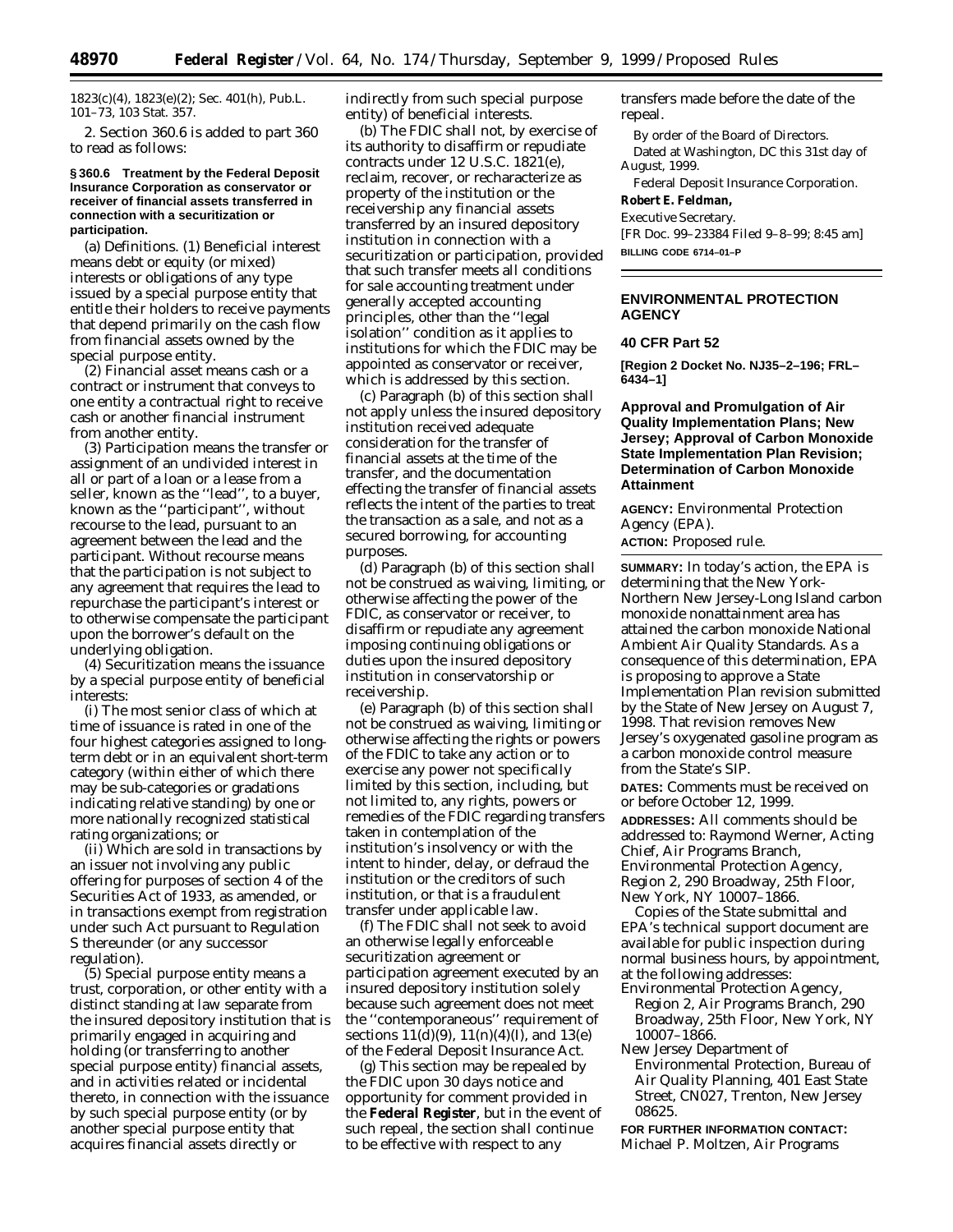1823(c)(4), 1823(e)(2); Sec. 401(h), Pub.L. 101–73, 103 Stat. 357.

2. Section 360.6 is added to part 360 to read as follows:

**§ 360.6 Treatment by the Federal Deposit Insurance Corporation as conservator or receiver of financial assets transferred in connection with a securitization or participation.**

(a) *Definitions.* (1) *Beneficial interest* means debt or equity (or mixed) interests or obligations of any type issued by a special purpose entity that entitle their holders to receive payments that depend primarily on the cash flow from financial assets owned by the special purpose entity.

(2) *Financial asset* means cash or a contract or instrument that conveys to one entity a contractual right to receive cash or another financial instrument from another entity.

(3) *Participation* means the transfer or assignment of an undivided interest in all or part of a loan or a lease from a seller, known as the ''lead'', to a buyer, known as the ''participant'', without recourse to the lead, pursuant to an agreement between the lead and the participant. *Without recourse* means that the participation is not subject to any agreement that requires the lead to repurchase the participant's interest or to otherwise compensate the participant upon the borrower's default on the underlying obligation.

(4) *Securitization* means the issuance by a special purpose entity of beneficial interests:

(i) The most senior class of which at time of issuance is rated in one of the four highest categories assigned to long-term debt or in an equivalent short-term category (within either of which there may be sub-categories or gradations indicating relative standing) by one or more nationally recognized statistical rating organizations; or

(ii) Which are sold in transactions by an issuer not involving any public offering for purposes of section 4 of the Securities Act of 1933, as amended, or in transactions exempt from registration under such Act pursuant to Regulation S thereunder (or any successor regulation).

(5) *Special purpose entity* means a trust, corporation, or other entity with a distinct standing at law separate from the insured depository institution that is primarily engaged in acquiring and holding (or transferring to another special purpose entity) financial assets, and in activities related or incidental thereto, in connection with the issuance by such special purpose entity (or by another special purpose entity that acquires financial assets directly or indirectly from such special purpose entity) of beneficial interests.

(b) The FDIC shall not, by exercise of its authority to disaffirm or repudiate contracts under 12 U.S.C. 1821(e), reclaim, recover, or recharacterize as property of the institution or the receivership any financial assets transferred by an insured depository institution in connection with a securitization or participation, provided that such transfer meets all conditions for sale accounting treatment under generally accepted accounting principles, other than the ''legal isolation'' condition as it applies to institutions for which the FDIC may be appointed as conservator or receiver, which is addressed by this section.

(c) Paragraph (b) of this section shall not apply unless the insured depository institution received adequate consideration for the transfer of financial assets at the time of the transfer, and the documentation effecting the transfer of financial assets reflects the intent of the parties to treat the transaction as a sale, and not as a secured borrowing, for accounting purposes.

(d) Paragraph (b) of this section shall not be construed as waiving, limiting, or otherwise affecting the power of the FDIC, as conservator or receiver, to disaffirm or repudiate any agreement imposing continuing obligations or duties upon the insured depository institution in conservatorship or receivership.

(e) Paragraph (b) of this section shall not be construed as waiving, limiting or otherwise affecting the rights or powers of the FDIC to take any action or to exercise any power not specifically limited by this section, including, but not limited to, any rights, powers or remedies of the FDIC regarding transfers taken in contemplation of the institution's insolvency or with the intent to hinder, delay, or defraud the institution or the creditors of such institution, or that is a fraudulent transfer under applicable law.

(f) The FDIC shall not seek to avoid an otherwise legally enforceable securitization agreement or participation agreement executed by an insured depository institution solely because such agreement does not meet the ''contemporaneous'' requirement of sections 11(d)(9), 11(n)(4)(I), and 13(e) of the Federal Deposit Insurance Act.

(g) This section may be repealed by the FDIC upon 30 days notice and opportunity for comment provided in the **Federal Register**, but in the event of such repeal, the section shall continue to be effective with respect to any transfers made before the date of the repeal.

By order of the Board of Directors.

Dated at Washington, DC this 31st day of August, 1999.

Federal Deposit Insurance Corporation.

**Robert E. Feldman,**

*Executive Secretary.*

[FR Doc. 99–23384 Filed 9–8–99; 8:45 am]

**BILLING CODE 6714–01–P**

---

## ENVIRONMENTAL PROTECTION AGENCY

### 40 CFR Part 52

**[Region 2 Docket No. NJ35–2–196; FRL–6434–1]**

### Approval and Promulgation of Air Quality Implementation Plans; New Jersey; Approval of Carbon Monoxide State Implementation Plan Revision; Determination of Carbon Monoxide Attainment

**AGENCY:** Environmental Protection Agency (EPA).

**ACTION:** Proposed rule.

**SUMMARY:** In today's action, the EPA is determining that the New York-Northern New Jersey-Long Island carbon monoxide nonattainment area has attained the carbon monoxide National Ambient Air Quality Standards. As a consequence of this determination, EPA is proposing to approve a State Implementation Plan revision submitted by the State of New Jersey on August 7, 1998. That revision removes New Jersey's oxygenated gasoline program as a carbon monoxide control measure from the State's SIP.

**DATES:** Comments must be received on or before October 12, 1999.

**ADDRESSES:** All comments should be addressed to: Raymond Werner, Acting Chief, Air Programs Branch, Environmental Protection Agency, Region 2, 290 Broadway, 25th Floor, New York, NY 10007–1866.

Copies of the State submittal and EPA's technical support document are available for public inspection during normal business hours, by appointment, at the following addresses:

Environmental Protection Agency, Region 2, Air Programs Branch, 290 Broadway, 25th Floor, New York, NY 10007–1866.

New Jersey Department of Environmental Protection, Bureau of Air Quality Planning, 401 East State Street, CN027, Trenton, New Jersey 08625.

**FOR FURTHER INFORMATION CONTACT:** Michael P. Moltzen, Air Programs